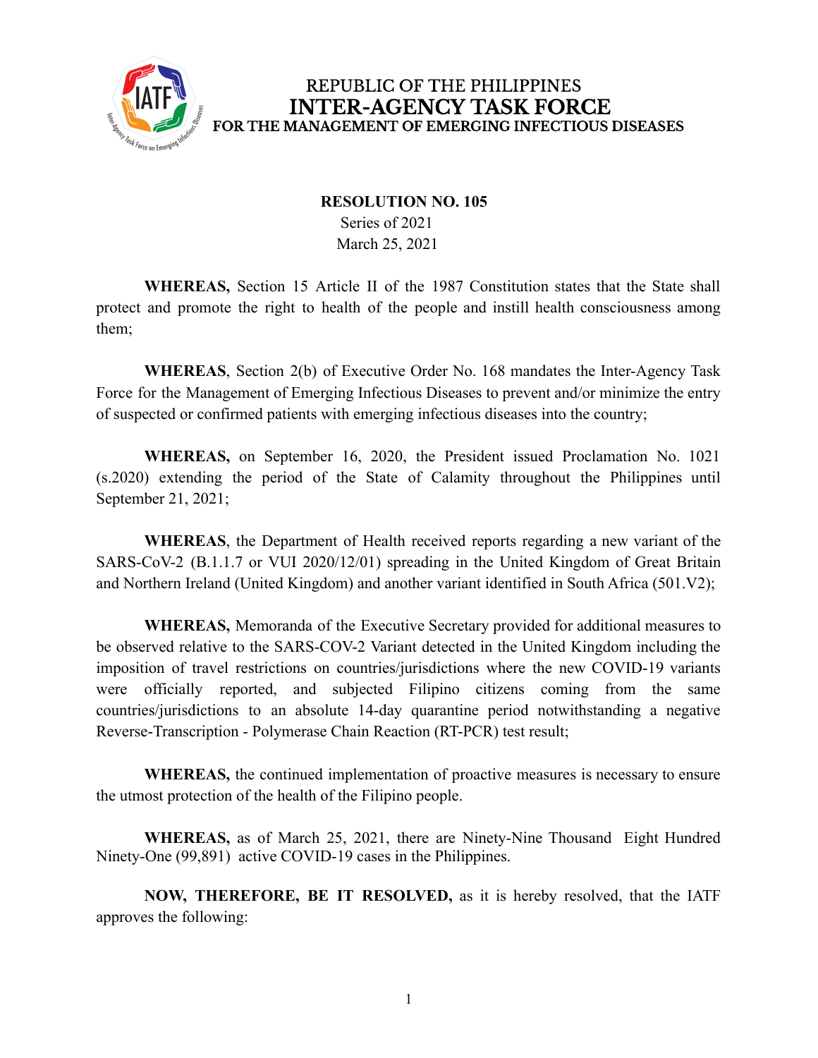REPUBLIC OF THE PHILIPPINES
# INTER-AGENCY TASK FORCE
FOR THE MANAGEMENT OF EMERGING INFECTIOUS DISEASES

**RESOLUTION NO. 105**
Series of 2021
March 25, 2021

**WHEREAS,** Section 15 Article II of the 1987 Constitution states that the State shall protect and promote the right to health of the people and instill health consciousness among them;

**WHEREAS**, Section 2(b) of Executive Order No. 168 mandates the Inter-Agency Task Force for the Management of Emerging Infectious Diseases to prevent and/or minimize the entry of suspected or confirmed patients with emerging infectious diseases into the country;

**WHEREAS,** on September 16, 2020, the President issued Proclamation No. 1021 (s.2020) extending the period of the State of Calamity throughout the Philippines until September 21, 2021;

**WHEREAS**, the Department of Health received reports regarding a new variant of the SARS-CoV-2 (B.1.1.7 or VUI 2020/12/01) spreading in the United Kingdom of Great Britain and Northern Ireland (United Kingdom) and another variant identified in South Africa (501.V2);

**WHEREAS,** Memoranda of the Executive Secretary provided for additional measures to be observed relative to the SARS-COV-2 Variant detected in the United Kingdom including the imposition of travel restrictions on countries/jurisdictions where the new COVID-19 variants were officially reported, and subjected Filipino citizens coming from the same countries/jurisdictions to an absolute 14-day quarantine period notwithstanding a negative Reverse-Transcription - Polymerase Chain Reaction (RT-PCR) test result;

**WHEREAS,** the continued implementation of proactive measures is necessary to ensure the utmost protection of the health of the Filipino people.

**WHEREAS,** as of March 25, 2021, there are Ninety-Nine Thousand Eight Hundred Ninety-One (99,891) active COVID-19 cases in the Philippines.

**NOW, THEREFORE, BE IT RESOLVED,** as it is hereby resolved, that the IATF approves the following: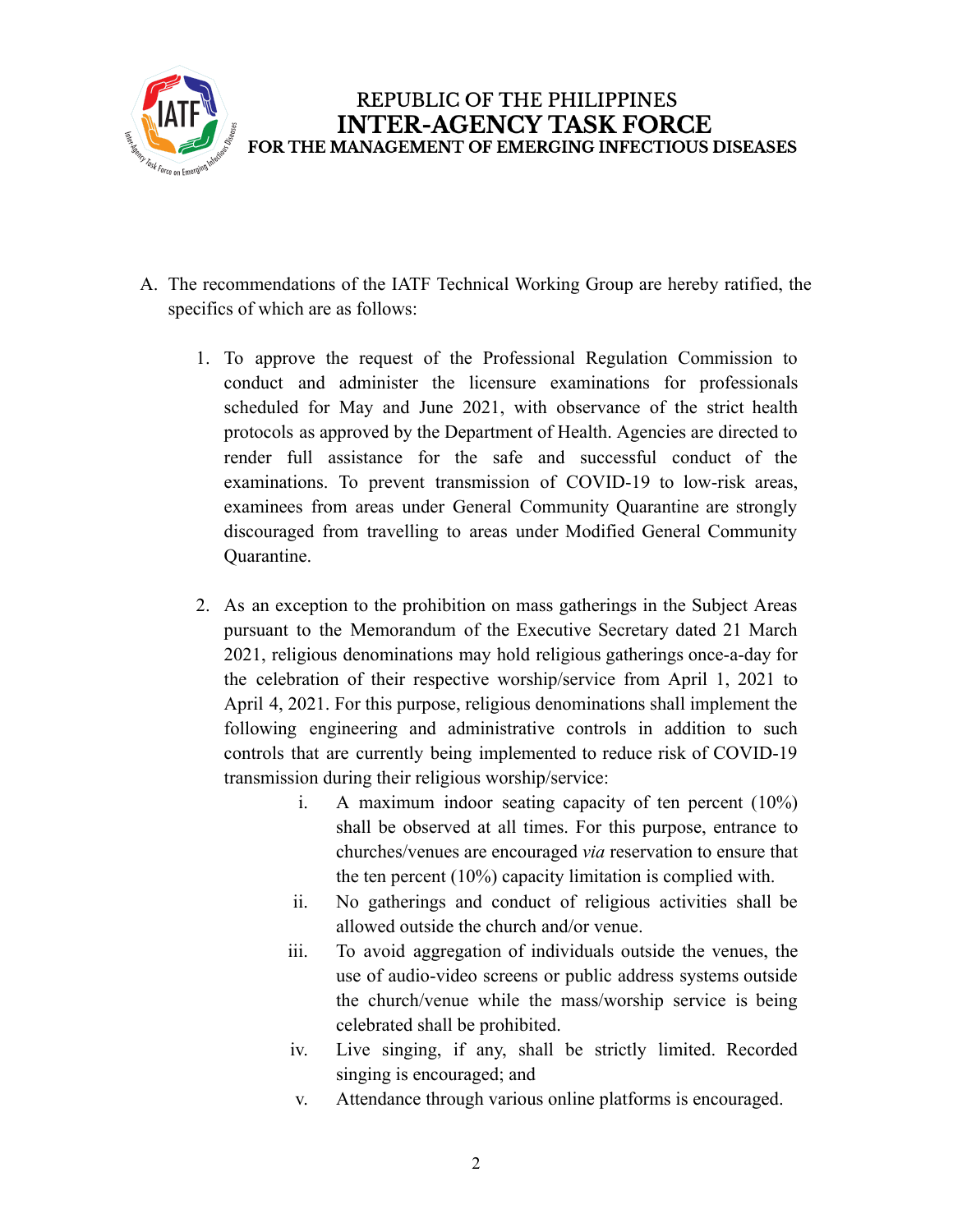REPUBLIC OF THE PHILIPPINES
**INTER-AGENCY TASK FORCE**
**FOR THE MANAGEMENT OF EMERGING INFECTIOUS DISEASES**

A. The recommendations of the IATF Technical Working Group are hereby ratified, the specifics of which are as follows:

   1. To approve the request of the Professional Regulation Commission to conduct and administer the licensure examinations for professionals scheduled for May and June 2021, with observance of the strict health protocols as approved by the Department of Health. Agencies are directed to render full assistance for the safe and successful conduct of the examinations. To prevent transmission of COVID-19 to low-risk areas, examinees from areas under General Community Quarantine are strongly discouraged from travelling to areas under Modified General Community Quarantine.

   2. As an exception to the prohibition on mass gatherings in the Subject Areas pursuant to the Memorandum of the Executive Secretary dated 21 March 2021, religious denominations may hold religious gatherings once-a-day for the celebration of their respective worship/service from April 1, 2021 to April 4, 2021. For this purpose, religious denominations shall implement the following engineering and administrative controls in addition to such controls that are currently being implemented to reduce risk of COVID-19 transmission during their religious worship/service:

      i. A maximum indoor seating capacity of ten percent (10%) shall be observed at all times. For this purpose, entrance to churches/venues are encouraged *via* reservation to ensure that the ten percent (10%) capacity limitation is complied with.

      ii. No gatherings and conduct of religious activities shall be allowed outside the church and/or venue.

      iii. To avoid aggregation of individuals outside the venues, the use of audio-video screens or public address systems outside the church/venue while the mass/worship service is being celebrated shall be prohibited.

      iv. Live singing, if any, shall be strictly limited. Recorded singing is encouraged; and

      v. Attendance through various online platforms is encouraged.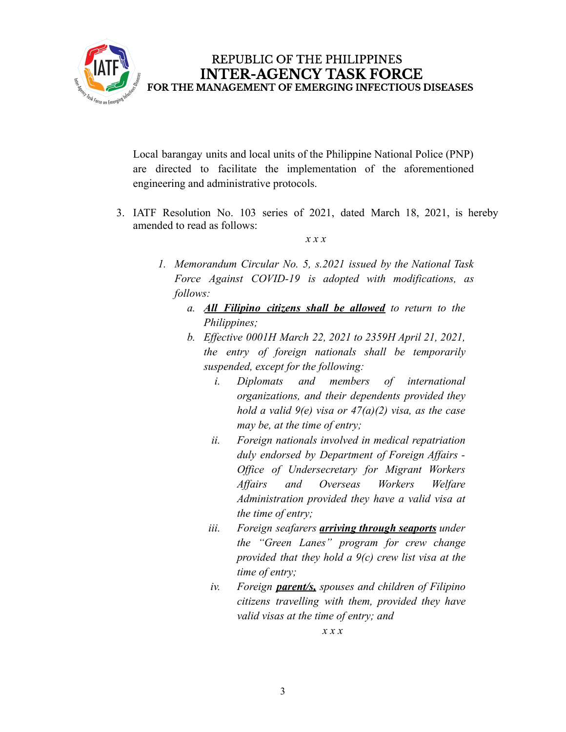Local barangay units and local units of the Philippine National Police (PNP) are directed to facilitate the implementation of the aforementioned engineering and administrative protocols.

3. IATF Resolution No. 103 series of 2021, dated March 18, 2021, is hereby amended to read as follows:

*x x x*

1. *Memorandum Circular No. 5, s.2021 issued by the National Task Force Against COVID-19 is adopted with modifications, as follows:*
    a. ***<u>All Filipino citizens shall be allowed</u>*** *to return to the Philippines;*
    b. *Effective 0001H March 22, 2021 to 2359H April 21, 2021, the entry of foreign nationals shall be temporarily suspended, except for the following:*
        i. *Diplomats and members of international organizations, and their dependents provided they hold a valid 9(e) visa or 47(a)(2) visa, as the case may be, at the time of entry;*
        ii. *Foreign nationals involved in medical repatriation duly endorsed by Department of Foreign Affairs - Office of Undersecretary for Migrant Workers Affairs and Overseas Workers Welfare Administration provided they have a valid visa at the time of entry;*
        iii. *Foreign seafarers* ***<u>arriving through seaports</u>*** *under the "Green Lanes" program for crew change provided that they hold a 9(c) crew list visa at the time of entry;*
        iv. *Foreign* ***<u>parent/s,</u>*** *spouses and children of Filipino citizens travelling with them, provided they have valid visas at the time of entry; and*

*x x x*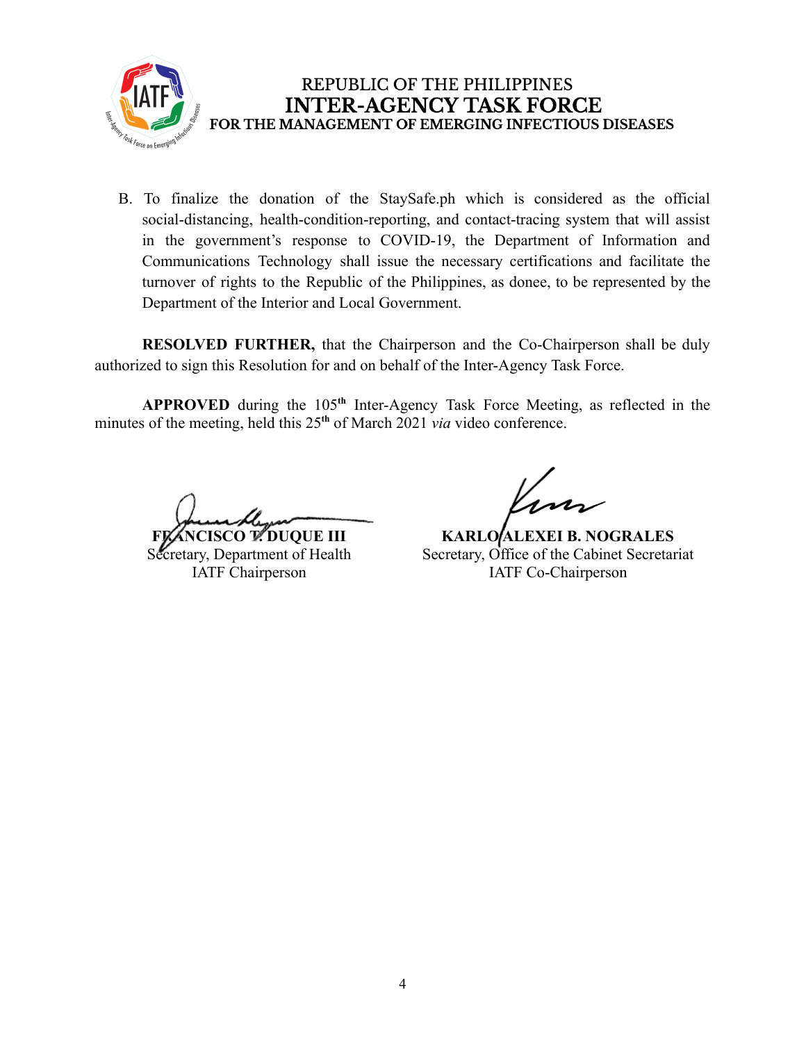REPUBLIC OF THE PHILIPPINES
**INTER-AGENCY TASK FORCE**
**FOR THE MANAGEMENT OF EMERGING INFECTIOUS DISEASES**

B. To finalize the donation of the StaySafe.ph which is considered as the official social-distancing, health-condition-reporting, and contact-tracing system that will assist in the government's response to COVID-19, the Department of Information and Communications Technology shall issue the necessary certifications and facilitate the turnover of rights to the Republic of the Philippines, as donee, to be represented by the Department of the Interior and Local Government.

**RESOLVED FURTHER,** that the Chairperson and the Co-Chairperson shall be duly authorized to sign this Resolution for and on behalf of the Inter-Agency Task Force.

**APPROVED** during the 105th Inter-Agency Task Force Meeting, as reflected in the minutes of the meeting, held this 25th of March 2021 *via* video conference.

**FRANCISCO T. DUQUE III**
Secretary, Department of Health
IATF Chairperson

**KARLO ALEXEI B. NOGRALES**
Secretary, Office of the Cabinet Secretariat
IATF Co-Chairperson